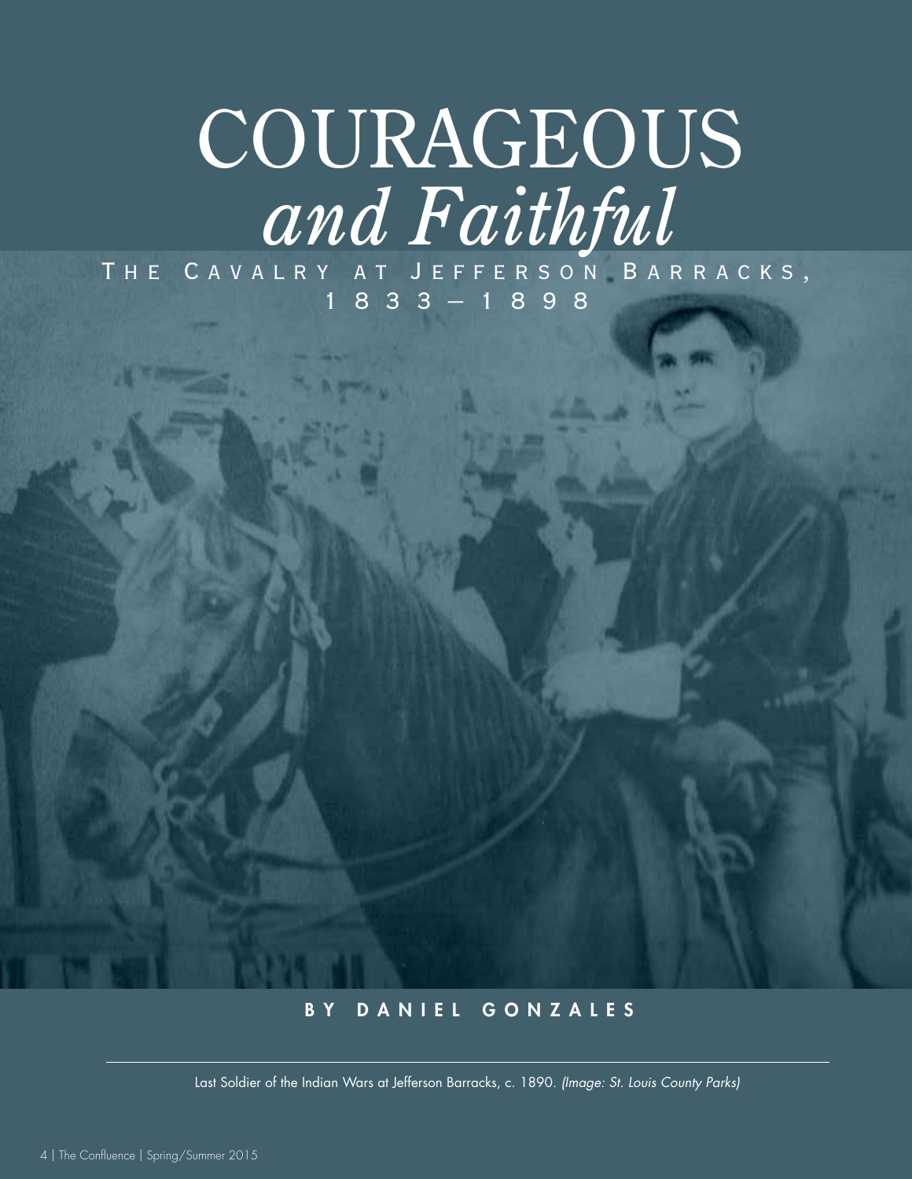# COURAGEOUS *and Faithful*

## The Cavalry at Jefferson Barracks, 1833–1898

**BY DANIEL GONZALES**

Last Soldier of the Indian Wars at Jefferson Barracks, c. 1890. *(Image: St. Louis County Parks)*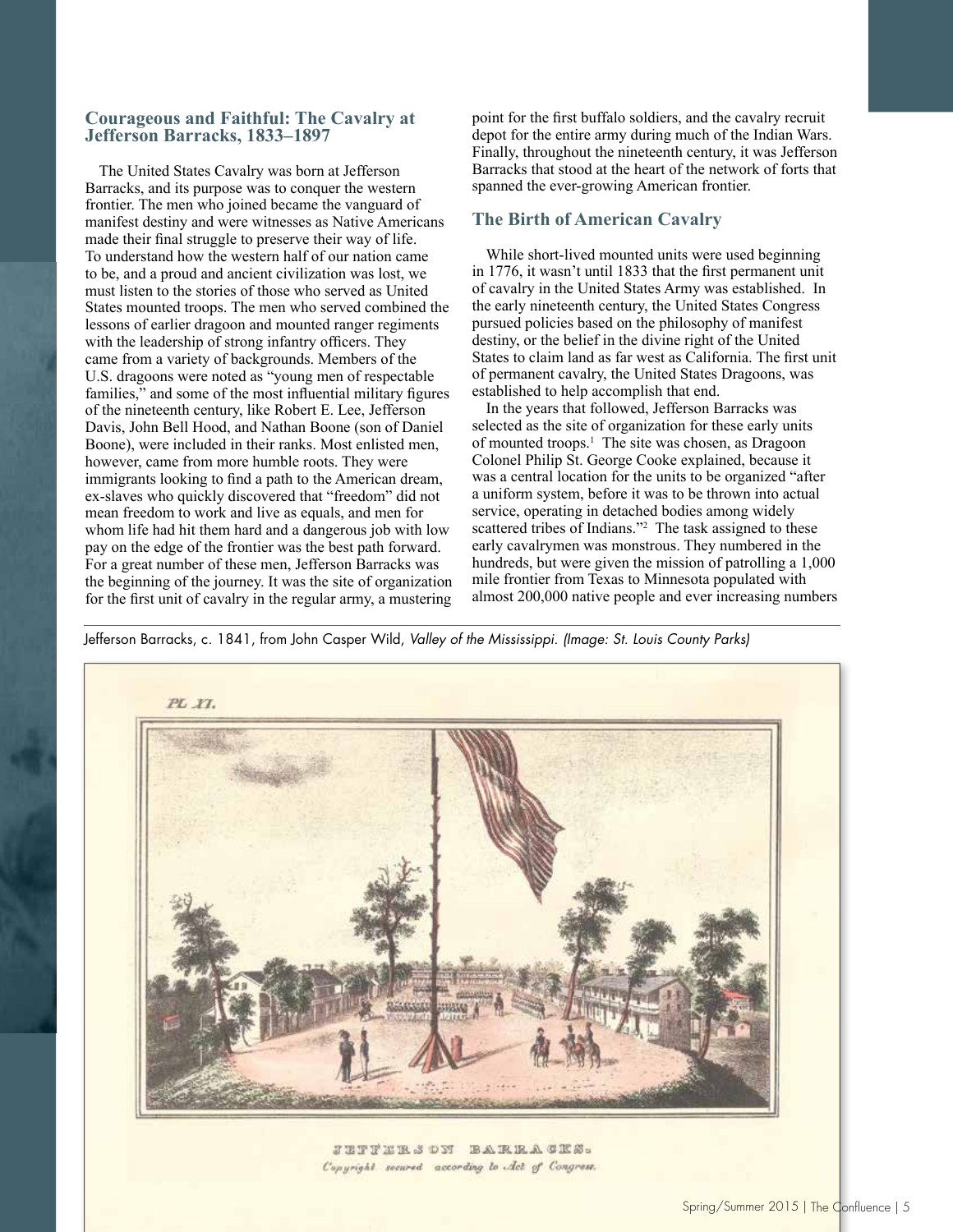## Courageous and Faithful: The Cavalry at Jefferson Barracks, 1833–1897

The United States Cavalry was born at Jefferson Barracks, and its purpose was to conquer the western frontier. The men who joined became the vanguard of manifest destiny and were witnesses as Native Americans made their final struggle to preserve their way of life. To understand how the western half of our nation came to be, and a proud and ancient civilization was lost, we must listen to the stories of those who served as United States mounted troops. The men who served combined the lessons of earlier dragoon and mounted ranger regiments with the leadership of strong infantry officers. They came from a variety of backgrounds. Members of the U.S. dragoons were noted as "young men of respectable families," and some of the most influential military figures of the nineteenth century, like Robert E. Lee, Jefferson Davis, John Bell Hood, and Nathan Boone (son of Daniel Boone), were included in their ranks. Most enlisted men, however, came from more humble roots. They were immigrants looking to find a path to the American dream, ex-slaves who quickly discovered that "freedom" did not mean freedom to work and live as equals, and men for whom life had hit them hard and a dangerous job with low pay on the edge of the frontier was the best path forward. For a great number of these men, Jefferson Barracks was the beginning of the journey. It was the site of organization for the first unit of cavalry in the regular army, a mustering point for the first buffalo soldiers, and the cavalry recruit depot for the entire army during much of the Indian Wars. Finally, throughout the nineteenth century, it was Jefferson Barracks that stood at the heart of the network of forts that spanned the ever-growing American frontier.

### The Birth of American Cavalry

While short-lived mounted units were used beginning in 1776, it wasn't until 1833 that the first permanent unit of cavalry in the United States Army was established. In the early nineteenth century, the United States Congress pursued policies based on the philosophy of manifest destiny, or the belief in the divine right of the United States to claim land as far west as California. The first unit of permanent cavalry, the United States Dragoons, was established to help accomplish that end.

In the years that followed, Jefferson Barracks was selected as the site of organization for these early units of mounted troops.[1] The site was chosen, as Dragoon Colonel Philip St. George Cooke explained, because it was a central location for the units to be organized "after a uniform system, before it was to be thrown into actual service, operating in detached bodies among widely scattered tribes of Indians."[2] The task assigned to these early cavalrymen was monstrous. They numbered in the hundreds, but were given the mission of patrolling a 1,000 mile frontier from Texas to Minnesota populated with almost 200,000 native people and ever increasing numbers

Jefferson Barracks, c. 1841, from John Casper Wild, *Valley of the Mississippi*. *(Image: St. Louis County Parks)*

PL. XI.

JEFFERSON BARRACKS.
*Copyright secured according to Act of Congress.*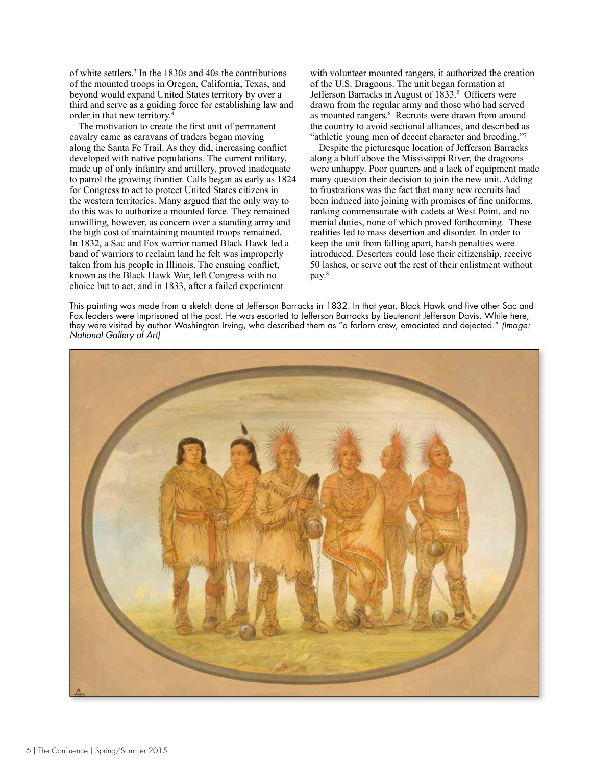of white settlers.[3] In the 1830s and 40s the contributions of the mounted troops in Oregon, California, Texas, and beyond would expand United States territory by over a third and serve as a guiding force for establishing law and order in that new territory.[4]

The motivation to create the first unit of permanent cavalry came as caravans of traders began moving along the Santa Fe Trail. As they did, increasing conflict developed with native populations. The current military, made up of only infantry and artillery, proved inadequate to patrol the growing frontier. Calls began as early as 1824 for Congress to act to protect United States citizens in the western territories. Many argued that the only way to do this was to authorize a mounted force. They remained unwilling, however, as concern over a standing army and the high cost of maintaining mounted troops remained. In 1832, a Sac and Fox warrior named Black Hawk led a band of warriors to reclaim land he felt was improperly taken from his people in Illinois. The ensuing conflict, known as the Black Hawk War, left Congress with no choice but to act, and in 1833, after a failed experiment with volunteer mounted rangers, it authorized the creation of the U.S. Dragoons. The unit began formation at Jefferson Barracks in August of 1833.[5] Officers were drawn from the regular army and those who had served as mounted rangers.[6] Recruits were drawn from around the country to avoid sectional alliances, and described as "athletic young men of decent character and breeding."[7]

Despite the picturesque location of Jefferson Barracks along a bluff above the Mississippi River, the dragoons were unhappy. Poor quarters and a lack of equipment made many question their decision to join the new unit. Adding to frustrations was the fact that many new recruits had been induced into joining with promises of fine uniforms, ranking commensurate with cadets at West Point, and no menial duties, none of which proved forthcoming. These realities led to mass desertion and disorder. In order to keep the unit from falling apart, harsh penalties were introduced. Deserters could lose their citizenship, receive 50 lashes, or serve out the rest of their enlistment without pay.[8]

This painting was made from a sketch done at Jefferson Barracks in 1832. In that year, Black Hawk and five other Sac and Fox leaders were imprisoned at the post. He was escorted to Jefferson Barracks by Lieutenant Jefferson Davis. While here, they were visited by author Washington Irving, who described them as "a forlorn crew, emaciated and dejected." *(Image: National Gallery of Art)*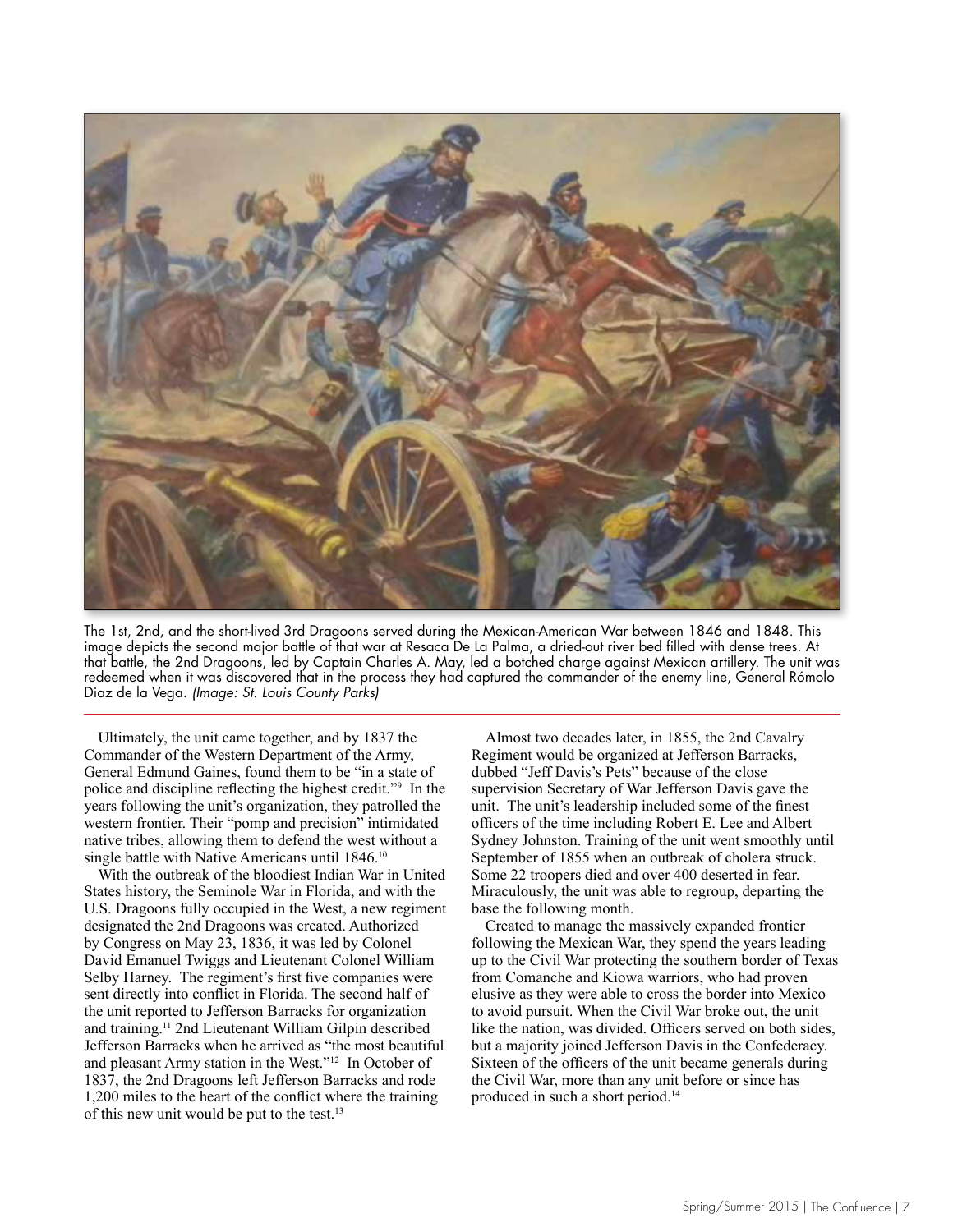The 1st, 2nd, and the short-lived 3rd Dragoons served during the Mexican-American War between 1846 and 1848. This image depicts the second major battle of that war at Resaca De La Palma, a dried-out river bed filled with dense trees. At that battle, the 2nd Dragoons, led by Captain Charles A. May, led a botched charge against Mexican artillery. The unit was redeemed when it was discovered that in the process they had captured the commander of the enemy line, General Rómolo Diaz de la Vega. *(Image: St. Louis County Parks)*

Ultimately, the unit came together, and by 1837 the Commander of the Western Department of the Army, General Edmund Gaines, found them to be "in a state of police and discipline reflecting the highest credit."[9] In the years following the unit's organization, they patrolled the western frontier. Their "pomp and precision" intimidated native tribes, allowing them to defend the west without a single battle with Native Americans until 1846.[10]

With the outbreak of the bloodiest Indian War in United States history, the Seminole War in Florida, and with the U.S. Dragoons fully occupied in the West, a new regiment designated the 2nd Dragoons was created. Authorized by Congress on May 23, 1836, it was led by Colonel David Emanuel Twiggs and Lieutenant Colonel William Selby Harney. The regiment's first five companies were sent directly into conflict in Florida. The second half of the unit reported to Jefferson Barracks for organization and training.[11] 2nd Lieutenant William Gilpin described Jefferson Barracks when he arrived as "the most beautiful and pleasant Army station in the West."[12] In October of 1837, the 2nd Dragoons left Jefferson Barracks and rode 1,200 miles to the heart of the conflict where the training of this new unit would be put to the test.[13]

Almost two decades later, in 1855, the 2nd Cavalry Regiment would be organized at Jefferson Barracks, dubbed "Jeff Davis's Pets" because of the close supervision Secretary of War Jefferson Davis gave the unit. The unit's leadership included some of the finest officers of the time including Robert E. Lee and Albert Sydney Johnston. Training of the unit went smoothly until September of 1855 when an outbreak of cholera struck. Some 22 troopers died and over 400 deserted in fear. Miraculously, the unit was able to regroup, departing the base the following month.

Created to manage the massively expanded frontier following the Mexican War, they spend the years leading up to the Civil War protecting the southern border of Texas from Comanche and Kiowa warriors, who had proven elusive as they were able to cross the border into Mexico to avoid pursuit. When the Civil War broke out, the unit like the nation, was divided. Officers served on both sides, but a majority joined Jefferson Davis in the Confederacy. Sixteen of the officers of the unit became generals during the Civil War, more than any unit before or since has produced in such a short period.[14]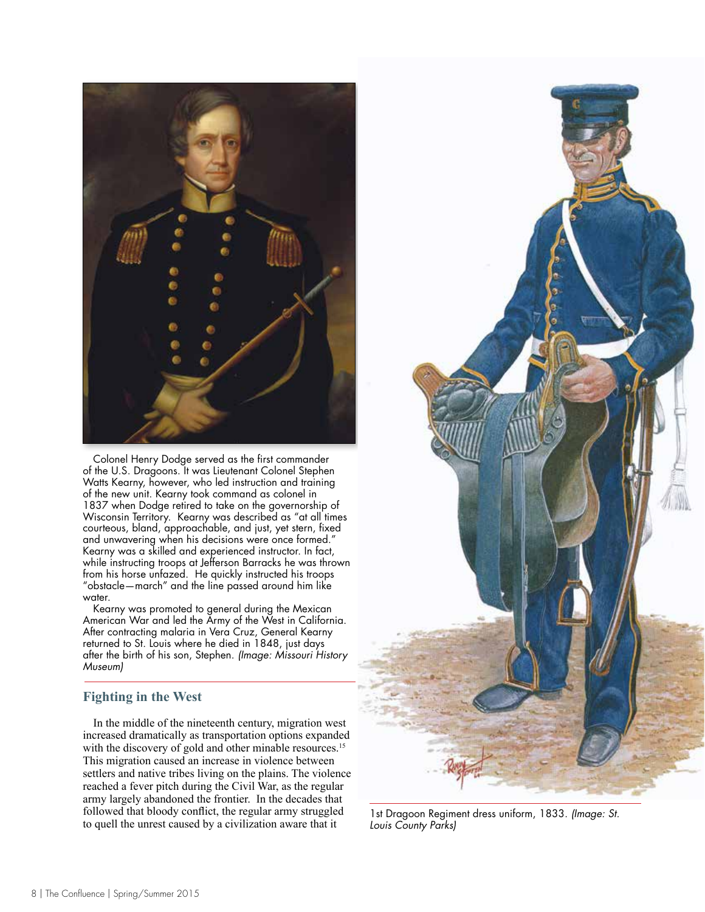Colonel Henry Dodge served as the first commander of the U.S. Dragoons. It was Lieutenant Colonel Stephen Watts Kearny, however, who led instruction and training of the new unit. Kearny took command as colonel in 1837 when Dodge retired to take on the governorship of Wisconsin Territory. Kearny was described as "at all times courteous, bland, approachable, and just, yet stern, fixed and unwavering when his decisions were once formed." Kearny was a skilled and experienced instructor. In fact, while instructing troops at Jefferson Barracks he was thrown from his horse unfazed. He quickly instructed his troops "obstacle—march" and the line passed around him like water.

Kearny was promoted to general during the Mexican American War and led the Army of the West in California. After contracting malaria in Vera Cruz, General Kearny returned to St. Louis where he died in 1848, just days after the birth of his son, Stephen. *(Image: Missouri History Museum)*

## Fighting in the West

In the middle of the nineteenth century, migration west increased dramatically as transportation options expanded with the discovery of gold and other minable resources.[15] This migration caused an increase in violence between settlers and native tribes living on the plains. The violence reached a fever pitch during the Civil War, as the regular army largely abandoned the frontier. In the decades that followed that bloody conflict, the regular army struggled to quell the unrest caused by a civilization aware that it

1st Dragoon Regiment dress uniform, 1833. *(Image: St. Louis County Parks)*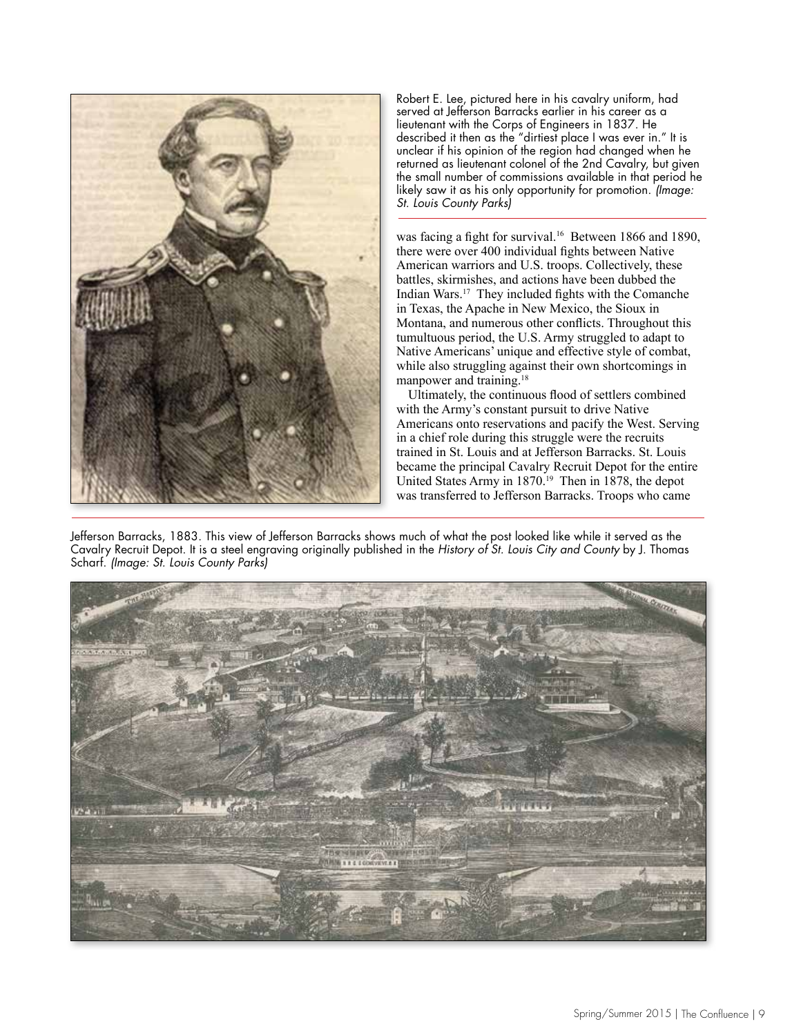Robert E. Lee, pictured here in his cavalry uniform, had served at Jefferson Barracks earlier in his career as a lieutenant with the Corps of Engineers in 1837. He described it then as the "dirtiest place I was ever in." It is unclear if his opinion of the region had changed when he returned as lieutenant colonel of the 2nd Cavalry, but given the small number of commissions available in that period he likely saw it as his only opportunity for promotion. *(Image: St. Louis County Parks)*

was facing a fight for survival.[16] Between 1866 and 1890, there were over 400 individual fights between Native American warriors and U.S. troops. Collectively, these battles, skirmishes, and actions have been dubbed the Indian Wars.[17] They included fights with the Comanche in Texas, the Apache in New Mexico, the Sioux in Montana, and numerous other conflicts. Throughout this tumultuous period, the U.S. Army struggled to adapt to Native Americans' unique and effective style of combat, while also struggling against their own shortcomings in manpower and training.[18]

Ultimately, the continuous flood of settlers combined with the Army's constant pursuit to drive Native Americans onto reservations and pacify the West. Serving in a chief role during this struggle were the recruits trained in St. Louis and at Jefferson Barracks. St. Louis became the principal Cavalry Recruit Depot for the entire United States Army in 1870.[19] Then in 1878, the depot was transferred to Jefferson Barracks. Troops who came

Jefferson Barracks, 1883. This view of Jefferson Barracks shows much of what the post looked like while it served as the Cavalry Recruit Depot. It is a steel engraving originally published in the *History of St. Louis City and County* by J. Thomas Scharf. *(Image: St. Louis County Parks)*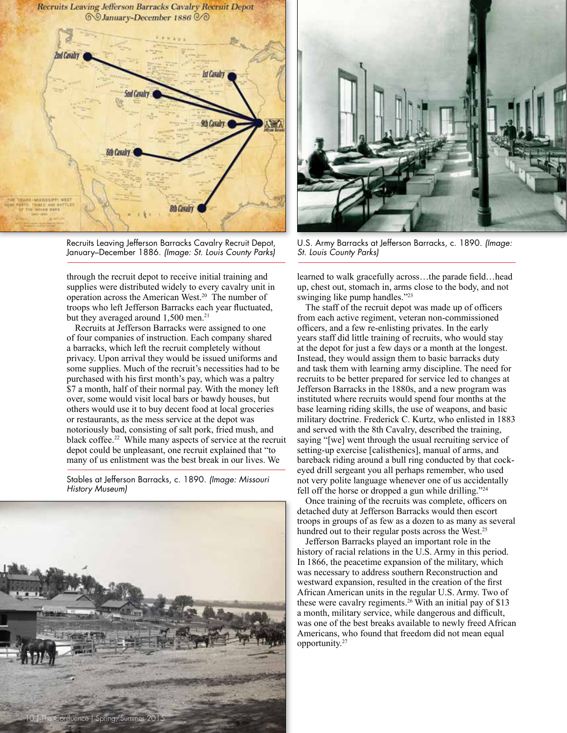Recruits Leaving Jefferson Barracks Cavalry Recruit Depot, January–December 1886. *(Image: St. Louis County Parks)*

U.S. Army Barracks at Jefferson Barracks, c. 1890. *(Image: St. Louis County Parks)*

through the recruit depot to receive initial training and supplies were distributed widely to every cavalry unit in operation across the American West.[20] The number of troops who left Jefferson Barracks each year fluctuated, but they averaged around 1,500 men.[21]

Recruits at Jefferson Barracks were assigned to one of four companies of instruction. Each company shared a barracks, which left the recruit completely without privacy. Upon arrival they would be issued uniforms and some supplies. Much of the recruit's necessities had to be purchased with his first month's pay, which was a paltry $7 a month, half of their normal pay. With the money left over, some would visit local bars or bawdy houses, but others would use it to buy decent food at local groceries or restaurants, as the mess service at the depot was notoriously bad, consisting of salt pork, fried mush, and black coffee.[22] While many aspects of service at the recruit depot could be unpleasant, one recruit explained that "to many of us enlistment was the best break in our lives. We learned to walk gracefully across…the parade field…head up, chest out, stomach in, arms close to the body, and not swinging like pump handles."[23]

Stables at Jefferson Barracks, c. 1890. *(Image: Missouri History Museum)*

The staff of the recruit depot was made up of officers from each active regiment, veteran non-commissioned officers, and a few re-enlisting privates. In the early years staff did little training of recruits, who would stay at the depot for just a few days or a month at the longest. Instead, they would assign them to basic barracks duty and task them with learning army discipline. The need for recruits to be better prepared for service led to changes at Jefferson Barracks in the 1880s, and a new program was instituted where recruits would spend four months at the base learning riding skills, the use of weapons, and basic military doctrine. Frederick C. Kurtz, who enlisted in 1883 and served with the 8th Cavalry, described the training, saying "[we] went through the usual recruiting service of setting-up exercise [calisthenics], manual of arms, and bareback riding around a bull ring conducted by that cock-eyed drill sergeant you all perhaps remember, who used not very polite language whenever one of us accidentally fell off the horse or dropped a gun while drilling."[24]

Once training of the recruits was complete, officers on detached duty at Jefferson Barracks would then escort troops in groups of as few as a dozen to as many as several hundred out to their regular posts across the West.[25]

Jefferson Barracks played an important role in the history of racial relations in the U.S. Army in this period. In 1866, the peacetime expansion of the military, which was necessary to address southern Reconstruction and westward expansion, resulted in the creation of the first African American units in the regular U.S. Army. Two of these were cavalry regiments.[26] With an initial pay of $13 a month, military service, while dangerous and difficult, was one of the best breaks available to newly freed African Americans, who found that freedom did not mean equal opportunity.[27]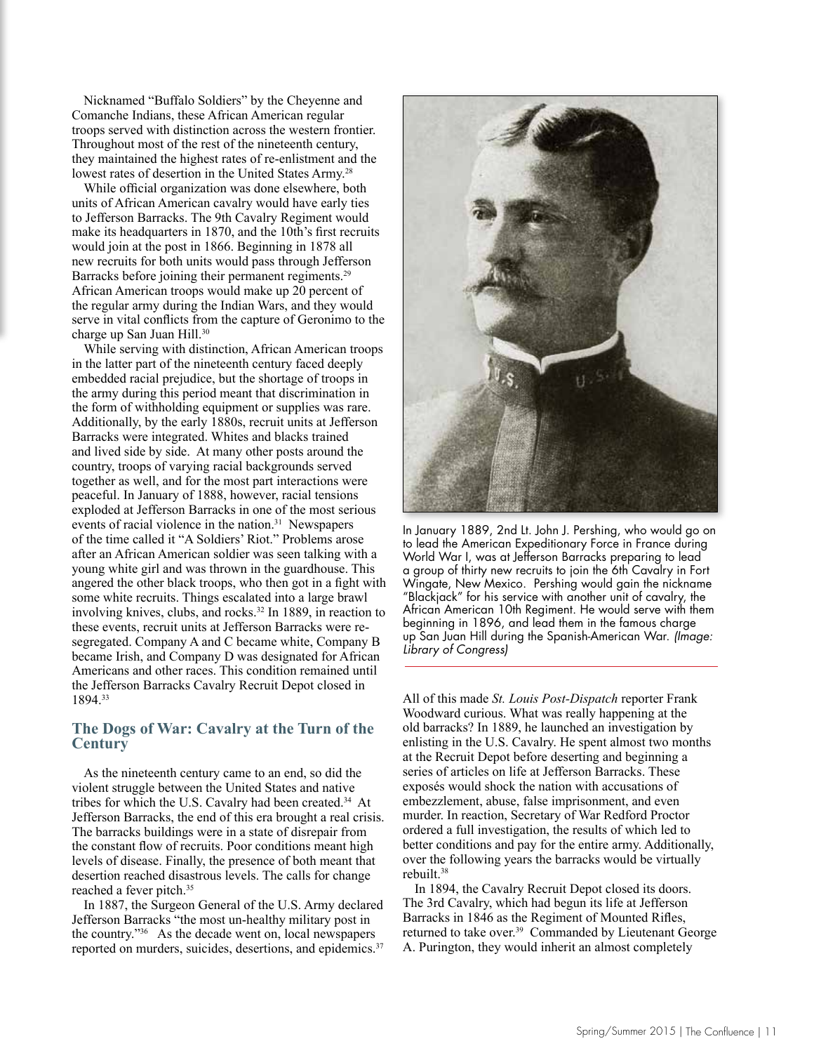Nicknamed "Buffalo Soldiers" by the Cheyenne and Comanche Indians, these African American regular troops served with distinction across the western frontier. Throughout most of the rest of the nineteenth century, they maintained the highest rates of re-enlistment and the lowest rates of desertion in the United States Army.[28]

While official organization was done elsewhere, both units of African American cavalry would have early ties to Jefferson Barracks. The 9th Cavalry Regiment would make its headquarters in 1870, and the 10th's first recruits would join at the post in 1866. Beginning in 1878 all new recruits for both units would pass through Jefferson Barracks before joining their permanent regiments.[29] African American troops would make up 20 percent of the regular army during the Indian Wars, and they would serve in vital conflicts from the capture of Geronimo to the charge up San Juan Hill.[30]

While serving with distinction, African American troops in the latter part of the nineteenth century faced deeply embedded racial prejudice, but the shortage of troops in the army during this period meant that discrimination in the form of withholding equipment or supplies was rare. Additionally, by the early 1880s, recruit units at Jefferson Barracks were integrated. Whites and blacks trained and lived side by side. At many other posts around the country, troops of varying racial backgrounds served together as well, and for the most part interactions were peaceful. In January of 1888, however, racial tensions exploded at Jefferson Barracks in one of the most serious events of racial violence in the nation.[31] Newspapers of the time called it "A Soldiers' Riot." Problems arose after an African American soldier was seen talking with a young white girl and was thrown in the guardhouse. This angered the other black troops, who then got in a fight with some white recruits. Things escalated into a large brawl involving knives, clubs, and rocks.[32] In 1889, in reaction to these events, recruit units at Jefferson Barracks were re-segregated. Company A and C became white, Company B became Irish, and Company D was designated for African Americans and other races. This condition remained until the Jefferson Barracks Cavalry Recruit Depot closed in 1894.[33]

## The Dogs of War: Cavalry at the Turn of the Century

As the nineteenth century came to an end, so did the violent struggle between the United States and native tribes for which the U.S. Cavalry had been created.[34] At Jefferson Barracks, the end of this era brought a real crisis. The barracks buildings were in a state of disrepair from the constant flow of recruits. Poor conditions meant high levels of disease. Finally, the presence of both meant that desertion reached disastrous levels. The calls for change reached a fever pitch.[35]

In 1887, the Surgeon General of the U.S. Army declared Jefferson Barracks "the most un-healthy military post in the country."[36] As the decade went on, local newspapers reported on murders, suicides, desertions, and epidemics.[37]

In January 1889, 2nd Lt. John J. Pershing, who would go on to lead the American Expeditionary Force in France during World War I, was at Jefferson Barracks preparing to lead a group of thirty new recruits to join the 6th Cavalry in Fort Wingate, New Mexico. Pershing would gain the nickname "Blackjack" for his service with another unit of cavalry, the African American 10th Regiment. He would serve with them beginning in 1896, and lead them in the famous charge up San Juan Hill during the Spanish-American War. *(Image: Library of Congress)*

All of this made *St. Louis Post-Dispatch* reporter Frank Woodward curious. What was really happening at the old barracks? In 1889, he launched an investigation by enlisting in the U.S. Cavalry. He spent almost two months at the Recruit Depot before deserting and beginning a series of articles on life at Jefferson Barracks. These exposés would shock the nation with accusations of embezzlement, abuse, false imprisonment, and even murder. In reaction, Secretary of War Redford Proctor ordered a full investigation, the results of which led to better conditions and pay for the entire army. Additionally, over the following years the barracks would be virtually rebuilt.[38]

In 1894, the Cavalry Recruit Depot closed its doors. The 3rd Cavalry, which had begun its life at Jefferson Barracks in 1846 as the Regiment of Mounted Rifles, returned to take over.[39] Commanded by Lieutenant George A. Purington, they would inherit an almost completely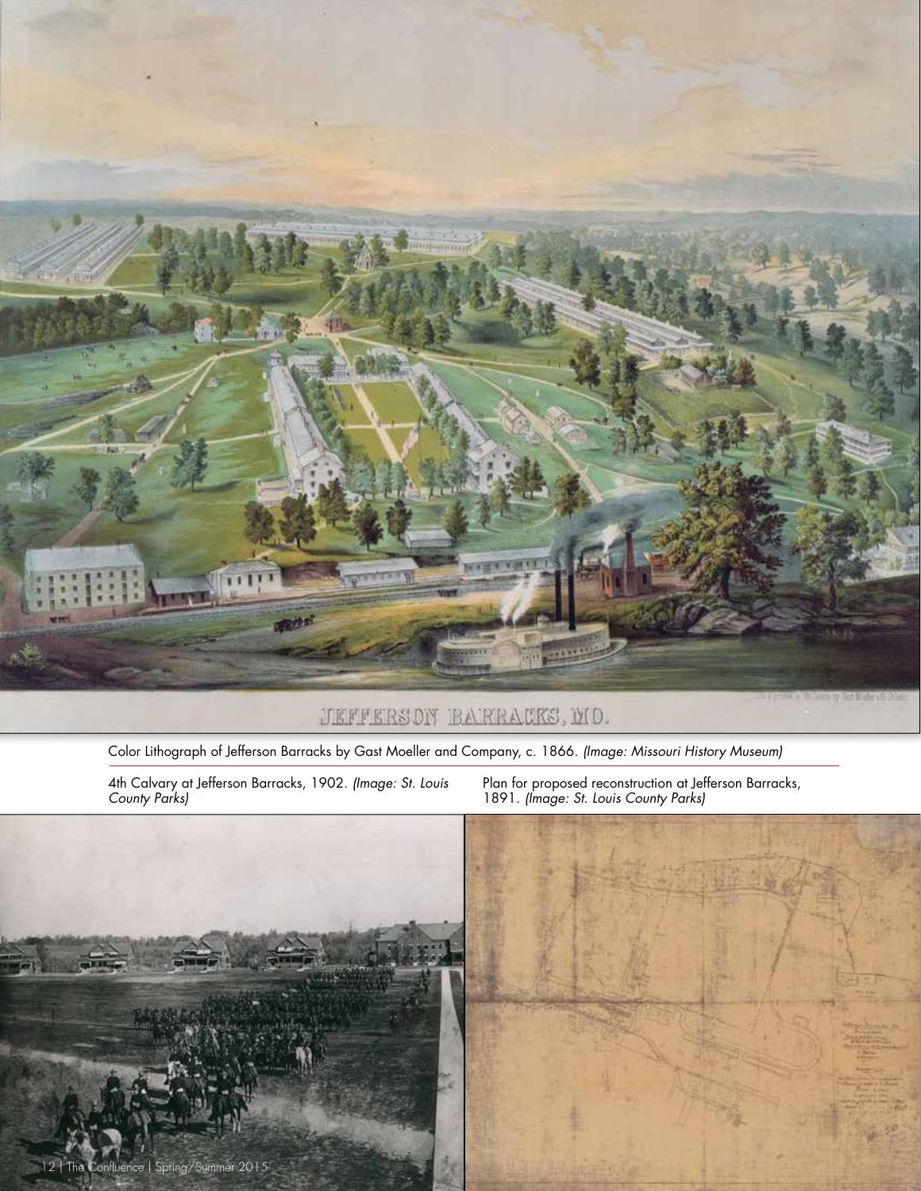Color Lithograph of Jefferson Barracks by Gast Moeller and Company, c. 1866. *(Image: Missouri History Museum)*

4th Calvary at Jefferson Barracks, 1902. *(Image: St. Louis County Parks)*

Plan for proposed reconstruction at Jefferson Barracks, 1891. *(Image: St. Louis County Parks)*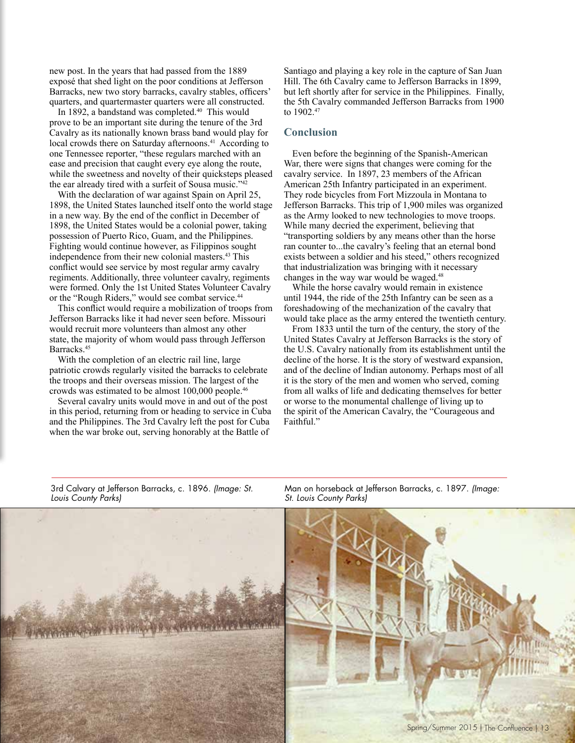new post. In the years that had passed from the 1889 exposé that shed light on the poor conditions at Jefferson Barracks, new two story barracks, cavalry stables, officers' quarters, and quartermaster quarters were all constructed.

In 1892, a bandstand was completed.[40] This would prove to be an important site during the tenure of the 3rd Cavalry as its nationally known brass band would play for local crowds there on Saturday afternoons.[41] According to one Tennessee reporter, "these regulars marched with an ease and precision that caught every eye along the route, while the sweetness and novelty of their quicksteps pleased the ear already tired with a surfeit of Sousa music."[42]

With the declaration of war against Spain on April 25, 1898, the United States launched itself onto the world stage in a new way. By the end of the conflict in December of 1898, the United States would be a colonial power, taking possession of Puerto Rico, Guam, and the Philippines. Fighting would continue however, as Filippinos sought independence from their new colonial masters.[43] This conflict would see service by most regular army cavalry regiments. Additionally, three volunteer cavalry, regiments were formed. Only the 1st United States Volunteer Cavalry or the "Rough Riders," would see combat service.[44]

This conflict would require a mobilization of troops from Jefferson Barracks like it had never seen before. Missouri would recruit more volunteers than almost any other state, the majority of whom would pass through Jefferson Barracks.[45]

With the completion of an electric rail line, large patriotic crowds regularly visited the barracks to celebrate the troops and their overseas mission. The largest of the crowds was estimated to be almost 100,000 people.[46]

Several cavalry units would move in and out of the post in this period, returning from or heading to service in Cuba and the Philippines. The 3rd Cavalry left the post for Cuba when the war broke out, serving honorably at the Battle of Santiago and playing a key role in the capture of San Juan Hill. The 6th Cavalry came to Jefferson Barracks in 1899, but left shortly after for service in the Philippines. Finally, the 5th Cavalry commanded Jefferson Barracks from 1900 to 1902.[47]

## Conclusion

Even before the beginning of the Spanish-American War, there were signs that changes were coming for the cavalry service. In 1897, 23 members of the African American 25th Infantry participated in an experiment. They rode bicycles from Fort Mizzoula in Montana to Jefferson Barracks. This trip of 1,900 miles was organized as the Army looked to new technologies to move troops. While many decried the experiment, believing that "transporting soldiers by any means other than the horse ran counter to...the cavalry's feeling that an eternal bond exists between a soldier and his steed," others recognized that industrialization was bringing with it necessary changes in the way war would be waged.[48]

While the horse cavalry would remain in existence until 1944, the ride of the 25th Infantry can be seen as a foreshadowing of the mechanization of the cavalry that would take place as the army entered the twentieth century.

From 1833 until the turn of the century, the story of the United States Cavalry at Jefferson Barracks is the story of the U.S. Cavalry nationally from its establishment until the decline of the horse. It is the story of westward expansion, and of the decline of Indian autonomy. Perhaps most of all it is the story of the men and women who served, coming from all walks of life and dedicating themselves for better or worse to the monumental challenge of living up to the spirit of the American Cavalry, the "Courageous and Faithful."

3rd Calvary at Jefferson Barracks, c. 1896. *(Image: St. Louis County Parks)*

Man on horseback at Jefferson Barracks, c. 1897. *(Image: St. Louis County Parks)*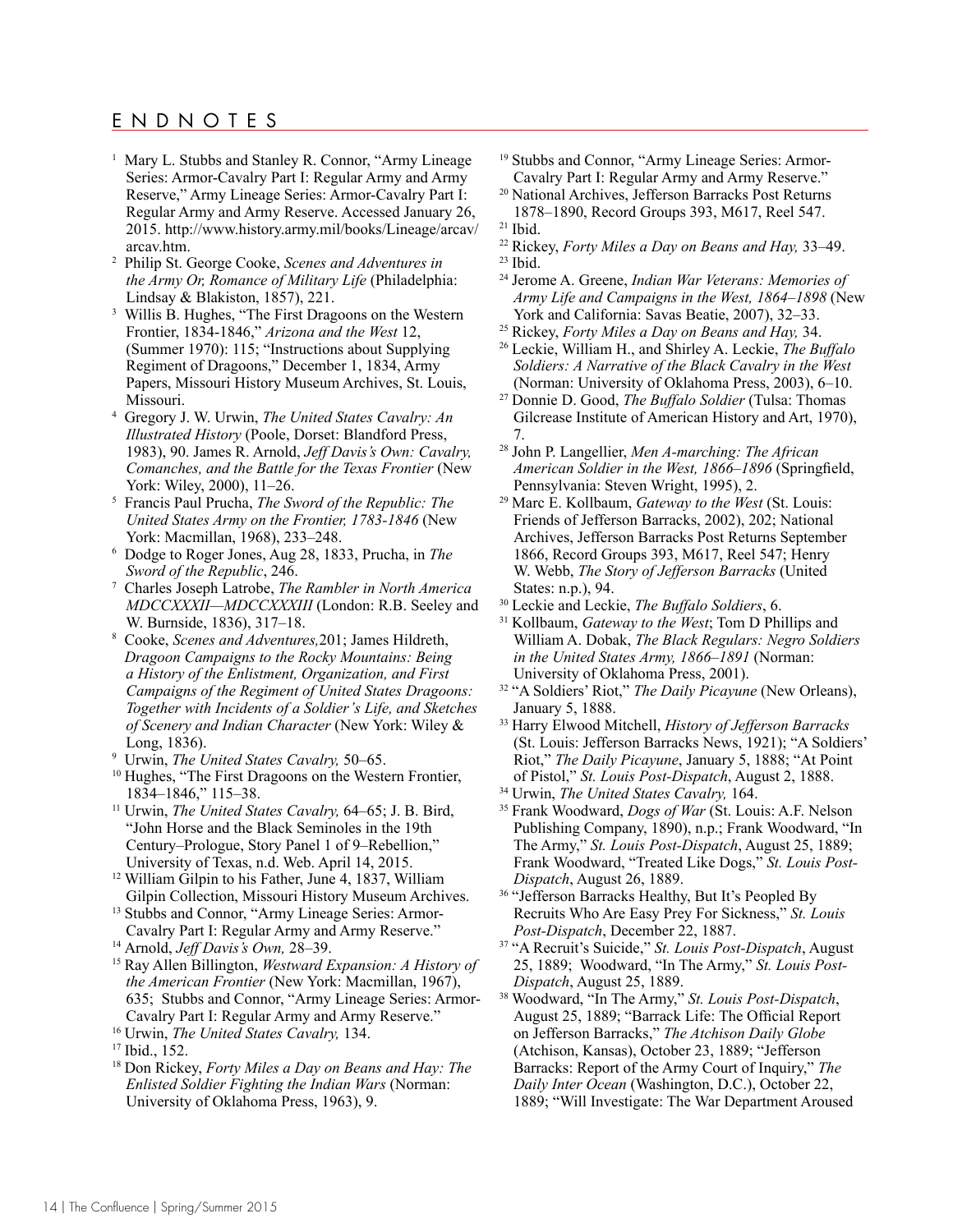## ENDNOTES

[1] Mary L. Stubbs and Stanley R. Connor, "Army Lineage Series: Armor-Cavalry Part I: Regular Army and Army Reserve," Army Lineage Series: Armor-Cavalry Part I: Regular Army and Army Reserve. Accessed January 26, 2015. http://www.history.army.mil/books/Lineage/arcav/arcav.htm.

[2] Philip St. George Cooke, *Scenes and Adventures in the Army Or, Romance of Military Life* (Philadelphia: Lindsay & Blakiston, 1857), 221.

[3] Willis B. Hughes, "The First Dragoons on the Western Frontier, 1834-1846," *Arizona and the West* 12, (Summer 1970): 115; "Instructions about Supplying Regiment of Dragoons," December 1, 1834, Army Papers, Missouri History Museum Archives, St. Louis, Missouri.

[4] Gregory J. W. Urwin, *The United States Cavalry: An Illustrated History* (Poole, Dorset: Blandford Press, 1983), 90. James R. Arnold, *Jeff Davis's Own: Cavalry, Comanches, and the Battle for the Texas Frontier* (New York: Wiley, 2000), 11–26.

[5] Francis Paul Prucha, *The Sword of the Republic: The United States Army on the Frontier, 1783-1846* (New York: Macmillan, 1968), 233–248.

[6] Dodge to Roger Jones, Aug 28, 1833, Prucha, in *The Sword of the Republic*, 246.

[7] Charles Joseph Latrobe, *The Rambler in North America MDCCXXXII—MDCCXXXIII* (London: R.B. Seeley and W. Burnside, 1836), 317–18.

[8] Cooke, *Scenes and Adventures,*201; James Hildreth, *Dragoon Campaigns to the Rocky Mountains: Being a History of the Enlistment, Organization, and First Campaigns of the Regiment of United States Dragoons: Together with Incidents of a Soldier's Life, and Sketches of Scenery and Indian Character* (New York: Wiley & Long, 1836).

[9] Urwin, *The United States Cavalry,* 50–65.

[10] Hughes, "The First Dragoons on the Western Frontier, 1834–1846," 115–38.

[11] Urwin, *The United States Cavalry,* 64–65; J. B. Bird, "John Horse and the Black Seminoles in the 19th Century–Prologue, Story Panel 1 of 9–Rebellion," University of Texas, n.d. Web. April 14, 2015.

[12] William Gilpin to his Father, June 4, 1837, William Gilpin Collection, Missouri History Museum Archives.

[13] Stubbs and Connor, "Army Lineage Series: Armor-Cavalry Part I: Regular Army and Army Reserve."

[14] Arnold, *Jeff Davis's Own,* 28–39.

[15] Ray Allen Billington, *Westward Expansion: A History of the American Frontier* (New York: Macmillan, 1967), 635; Stubbs and Connor, "Army Lineage Series: Armor-Cavalry Part I: Regular Army and Army Reserve."

[16] Urwin, *The United States Cavalry,* 134.

[17] Ibid., 152.

[18] Don Rickey, *Forty Miles a Day on Beans and Hay: The Enlisted Soldier Fighting the Indian Wars* (Norman: University of Oklahoma Press, 1963), 9.

[19] Stubbs and Connor, "Army Lineage Series: Armor-Cavalry Part I: Regular Army and Army Reserve."

[20] National Archives, Jefferson Barracks Post Returns 1878–1890, Record Groups 393, M617, Reel 547.

[21] Ibid.

[22] Rickey, *Forty Miles a Day on Beans and Hay,* 33–49.

[23] Ibid.

[24] Jerome A. Greene, *Indian War Veterans: Memories of Army Life and Campaigns in the West, 1864–1898* (New York and California: Savas Beatie, 2007), 32–33.

[25] Rickey, *Forty Miles a Day on Beans and Hay,* 34.

[26] Leckie, William H., and Shirley A. Leckie, *The Buffalo Soldiers: A Narrative of the Black Cavalry in the West* (Norman: University of Oklahoma Press, 2003), 6–10.

[27] Donnie D. Good, *The Buffalo Soldier* (Tulsa: Thomas Gilcrease Institute of American History and Art, 1970), 7.

[28] John P. Langellier, *Men A-marching: The African American Soldier in the West, 1866–1896* (Springfield, Pennsylvania: Steven Wright, 1995), 2.

[29] Marc E. Kollbaum, *Gateway to the West* (St. Louis: Friends of Jefferson Barracks, 2002), 202; National Archives, Jefferson Barracks Post Returns September 1866, Record Groups 393, M617, Reel 547; Henry W. Webb, *The Story of Jefferson Barracks* (United States: n.p.), 94.

[30] Leckie and Leckie, *The Buffalo Soldiers*, 6.

[31] Kollbaum, *Gateway to the West*; Tom D Phillips and William A. Dobak, *The Black Regulars: Negro Soldiers in the United States Army, 1866–1891* (Norman: University of Oklahoma Press, 2001).

[32] "A Soldiers' Riot," *The Daily Picayune* (New Orleans), January 5, 1888.

[33] Harry Elwood Mitchell, *History of Jefferson Barracks* (St. Louis: Jefferson Barracks News, 1921); "A Soldiers' Riot," *The Daily Picayune*, January 5, 1888; "At Point of Pistol," *St. Louis Post-Dispatch*, August 2, 1888.

[34] Urwin, *The United States Cavalry,* 164.

[35] Frank Woodward, *Dogs of War* (St. Louis: A.F. Nelson Publishing Company, 1890), n.p.; Frank Woodward, "In The Army," *St. Louis Post-Dispatch*, August 25, 1889; Frank Woodward, "Treated Like Dogs," *St. Louis Post-Dispatch*, August 26, 1889.

[36] "Jefferson Barracks Healthy, But It's Peopled By Recruits Who Are Easy Prey For Sickness," *St. Louis Post-Dispatch*, December 22, 1887.

[37] "A Recruit's Suicide," *St. Louis Post-Dispatch*, August 25, 1889; Woodward, "In The Army," *St. Louis Post-Dispatch*, August 25, 1889.

[38] Woodward, "In The Army," *St. Louis Post-Dispatch*, August 25, 1889; "Barrack Life: The Official Report on Jefferson Barracks," *The Atchison Daily Globe* (Atchison, Kansas), October 23, 1889; "Jefferson Barracks: Report of the Army Court of Inquiry," *The Daily Inter Ocean* (Washington, D.C.), October 22, 1889; "Will Investigate: The War Department Aroused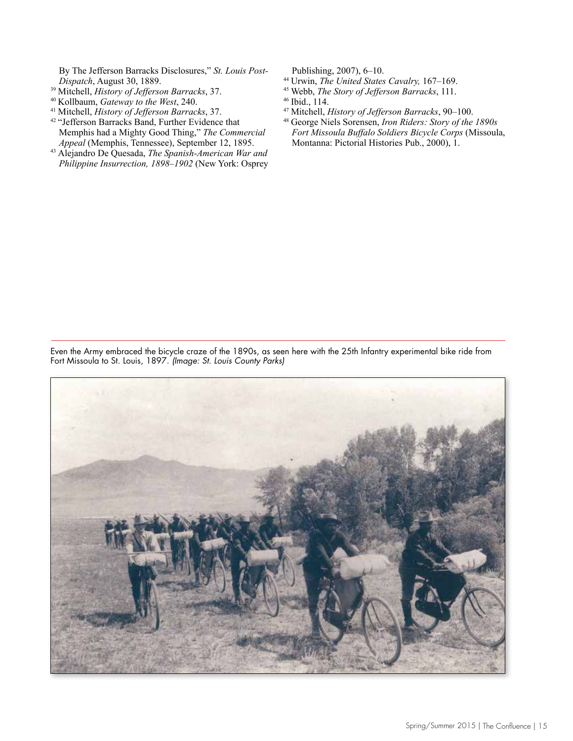By The Jefferson Barracks Disclosures," *St. Louis Post-Dispatch*, August 30, 1889.

[39] Mitchell, *History of Jefferson Barracks*, 37.

[40] Kollbaum, *Gateway to the West*, 240.

[41] Mitchell, *History of Jefferson Barracks*, 37.

[42] "Jefferson Barracks Band, Further Evidence that Memphis had a Mighty Good Thing," *The Commercial Appeal* (Memphis, Tennessee), September 12, 1895.

[43] Alejandro De Quesada, *The Spanish-American War and Philippine Insurrection, 1898–1902* (New York: Osprey Publishing, 2007), 6–10.

[44] Urwin, *The United States Cavalry,* 167–169.

[45] Webb, *The Story of Jefferson Barracks*, 111.

[46] Ibid., 114.

[47] Mitchell, *History of Jefferson Barracks*, 90–100.

[48] George Niels Sorensen, *Iron Riders: Story of the 1890s Fort Missoula Buffalo Soldiers Bicycle Corps* (Missoula, Montanna: Pictorial Histories Pub., 2000), 1.

Even the Army embraced the bicycle craze of the 1890s, as seen here with the 25th Infantry experimental bike ride from Fort Missoula to St. Louis, 1897. *(Image: St. Louis County Parks)*